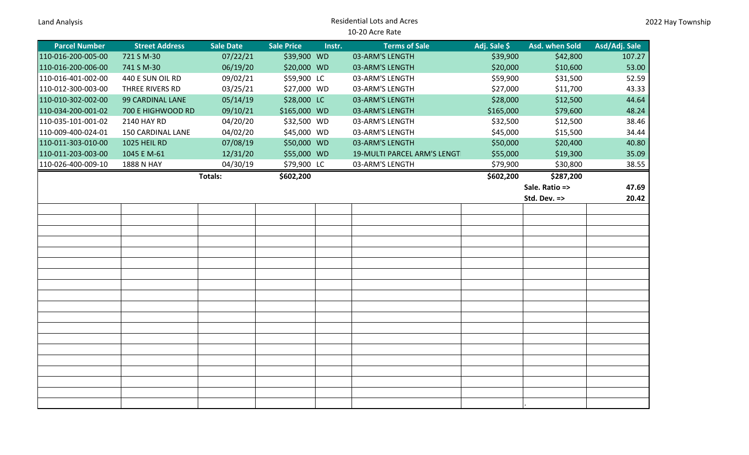Land Analysis

# Residential Lots and Acres

## 10-20 Acre Rate

2022 Hay Township

| Parcel Number | Street Address | Sale Date | Sale Price | Instr. | Terms of Sale | Adj. Sale $ | Asd. when Sold | Asd/Adj. Sale |
|---|---|---|---|---|---|---|---|---|
| 110-016-200-005-00 | 721 S M-30 | 07/22/21 | $39,900 | WD | 03-ARM'S LENGTH | $39,900 | $42,800 | 107.27 |
| 110-016-200-006-00 | 741 S M-30 | 06/19/20 | $20,000 | WD | 03-ARM'S LENGTH | $20,000 | $10,600 | 53.00 |
| 110-016-401-002-00 | 440 E SUN OIL RD | 09/02/21 | $59,900 | LC | 03-ARM'S LENGTH | $59,900 | $31,500 | 52.59 |
| 110-012-300-003-00 | THREE RIVERS RD | 03/25/21 | $27,000 | WD | 03-ARM'S LENGTH | $27,000 | $11,700 | 43.33 |
| 110-010-302-002-00 | 99 CARDINAL LANE | 05/14/19 | $28,000 | LC | 03-ARM'S LENGTH | $28,000 | $12,500 | 44.64 |
| 110-034-200-001-02 | 700 E HIGHWOOD RD | 09/10/21 | $165,000 | WD | 03-ARM'S LENGTH | $165,000 | $79,600 | 48.24 |
| 110-035-101-001-02 | 2140 HAY RD | 04/20/20 | $32,500 | WD | 03-ARM'S LENGTH | $32,500 | $12,500 | 38.46 |
| 110-009-400-024-01 | 150 CARDINAL LANE | 04/02/20 | $45,000 | WD | 03-ARM'S LENGTH | $45,000 | $15,500 | 34.44 |
| 110-011-303-010-00 | 1025 HEIL RD | 07/08/19 | $50,000 | WD | 03-ARM'S LENGTH | $50,000 | $20,400 | 40.80 |
| 110-011-203-003-00 | 1045 E M-61 | 12/31/20 | $55,000 | WD | 19-MULTI PARCEL ARM'S LENGT | $55,000 | $19,300 | 35.09 |
| 110-026-400-009-10 | 1888 N HAY | 04/30/19 | $79,900 | LC | 03-ARM'S LENGTH | $79,900 | $30,800 | 38.55 |
| | | **Totals:** | **$602,200** | | | **$602,200** | **$287,200** | |
| | | | | | | | **Sale. Ratio =>** | **47.69** |
| | | | | | | | **Std. Dev. =>** | **20.42** |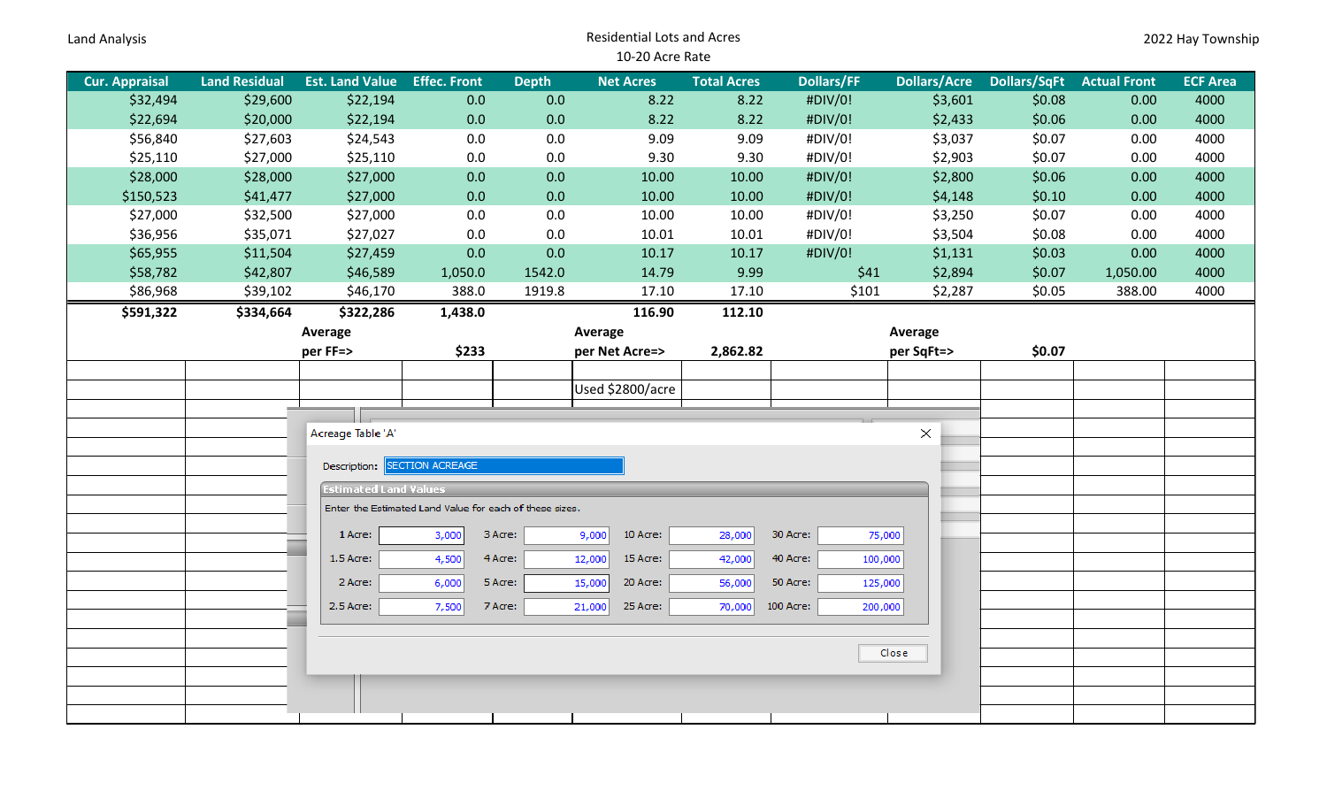Land Analysis

Residential Lots and Acres
10-20 Acre Rate

2022 Hay Township

| Cur. Appraisal | Land Residual | Est. Land Value | Effec. Front | Depth | Net Acres | Total Acres | Dollars/FF | Dollars/Acre | Dollars/SqFt | Actual Front | ECF Area |
|---|---|---|---|---|---|---|---|---|---|---|---|
| $32,494 | $29,600 | $22,194 | 0.0 | 0.0 | 8.22 | 8.22 | #DIV/0! | $3,601 | $0.08 | 0.00 | 4000 |
| $22,694 | $20,000 | $22,194 | 0.0 | 0.0 | 8.22 | 8.22 | #DIV/0! | $2,433 | $0.06 | 0.00 | 4000 |
| $56,840 | $27,603 | $24,543 | 0.0 | 0.0 | 9.09 | 9.09 | #DIV/0! | $3,037 | $0.07 | 0.00 | 4000 |
| $25,110 | $27,000 | $25,110 | 0.0 | 0.0 | 9.30 | 9.30 | #DIV/0! | $2,903 | $0.07 | 0.00 | 4000 |
| $28,000 | $28,000 | $27,000 | 0.0 | 0.0 | 10.00 | 10.00 | #DIV/0! | $2,800 | $0.06 | 0.00 | 4000 |
| $150,523 | $41,477 | $27,000 | 0.0 | 0.0 | 10.00 | 10.00 | #DIV/0! | $4,148 | $0.10 | 0.00 | 4000 |
| $27,000 | $32,500 | $27,000 | 0.0 | 0.0 | 10.00 | 10.00 | #DIV/0! | $3,250 | $0.07 | 0.00 | 4000 |
| $36,956 | $35,071 | $27,027 | 0.0 | 0.0 | 10.01 | 10.01 | #DIV/0! | $3,504 | $0.08 | 0.00 | 4000 |
| $65,955 | $11,504 | $27,459 | 0.0 | 0.0 | 10.17 | 10.17 | #DIV/0! | $1,131 | $0.03 | 0.00 | 4000 |
| $58,782 | $42,807 | $46,589 | 1,050.0 | 1542.0 | 14.79 | 9.99 | $41 | $2,894 | $0.07 | 1,050.00 | 4000 |
| $86,968 | $39,102 | $46,170 | 388.0 | 1919.8 | 17.10 | 17.10 | $101 | $2,287 | $0.05 | 388.00 | 4000 |
| **$591,322** | **$334,664** | **$322,286** | **1,438.0** | | **116.90** | **112.10** | | | | | |
| | | Average per FF=> | $233 | | Average per Net Acre=> | 2,862.82 | | Average per SqFt=> | $0.07 | | |
| | | | | | Used $2800/acre | | | | | | |

Acreage Table 'A'

Description: SECTION ACREAGE

Estimated Land Values

Enter the Estimated Land Value for each of these sizes.

| | | | | | | | |
|---|---|---|---|---|---|---|---|
| 1 Acre: | 3,000 | 3 Acre: | 9,000 | 10 Acre: | 28,000 | 30 Acre: | 75,000 |
| 1.5 Acre: | 4,500 | 4 Acre: | 12,000 | 15 Acre: | 42,000 | 40 Acre: | 100,000 |
| 2 Acre: | 6,000 | 5 Acre: | 15,000 | 20 Acre: | 56,000 | 50 Acre: | 125,000 |
| 2.5 Acre: | 7,500 | 7 Acre: | 21,000 | 25 Acre: | 70,000 | 100 Acre: | 200,000 |

Close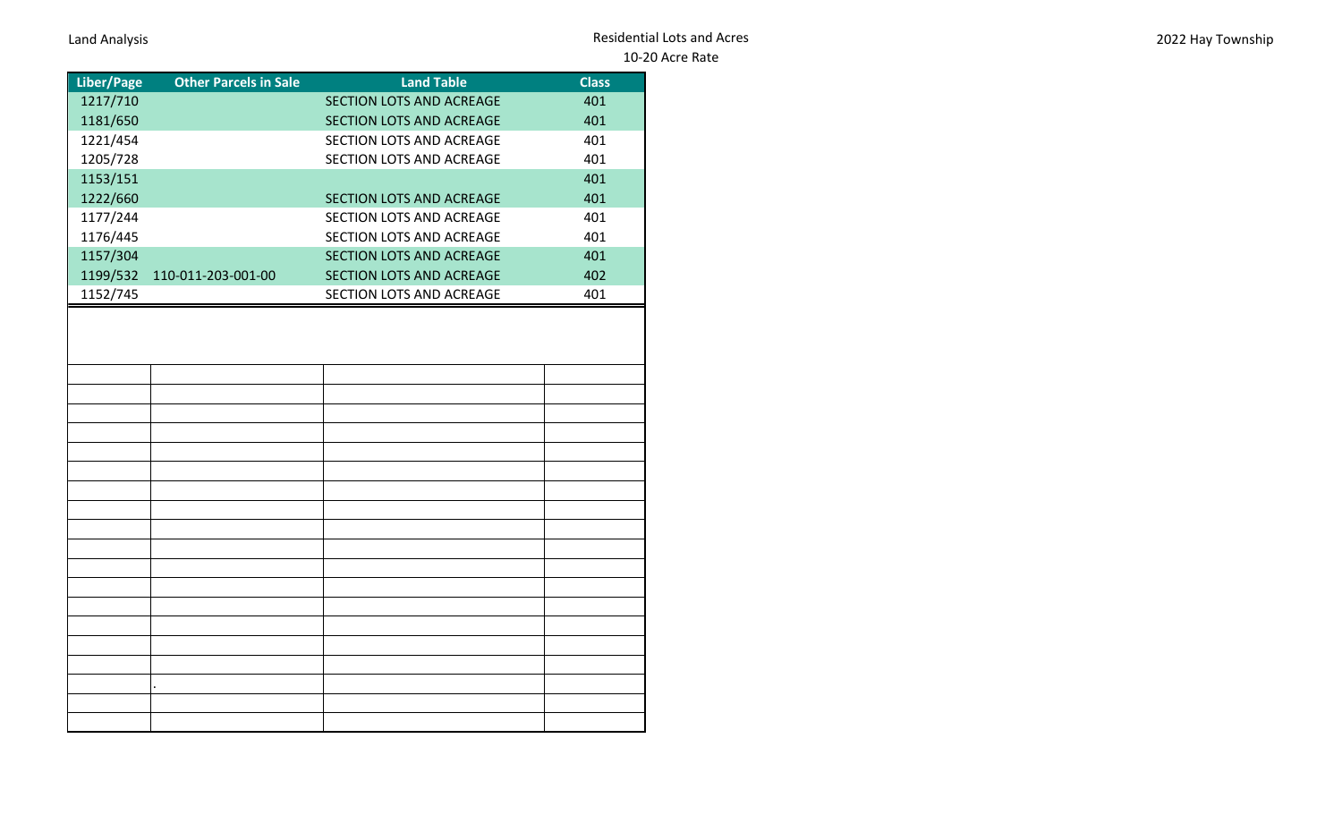Land Analysis

Residential Lots and Acres
10-20 Acre Rate

2022 Hay Township

| Liber/Page | Other Parcels in Sale | Land Table | Class |
|---|---|---|---|
| 1217/710 | | SECTION LOTS AND ACREAGE | 401 |
| 1181/650 | | SECTION LOTS AND ACREAGE | 401 |
| 1221/454 | | SECTION LOTS AND ACREAGE | 401 |
| 1205/728 | | SECTION LOTS AND ACREAGE | 401 |
| 1153/151 | | | 401 |
| 1222/660 | | SECTION LOTS AND ACREAGE | 401 |
| 1177/244 | | SECTION LOTS AND ACREAGE | 401 |
| 1176/445 | | SECTION LOTS AND ACREAGE | 401 |
| 1157/304 | | SECTION LOTS AND ACREAGE | 401 |
| 1199/532 | 110-011-203-001-00 | SECTION LOTS AND ACREAGE | 402 |
| 1152/745 | | SECTION LOTS AND ACREAGE | 401 |